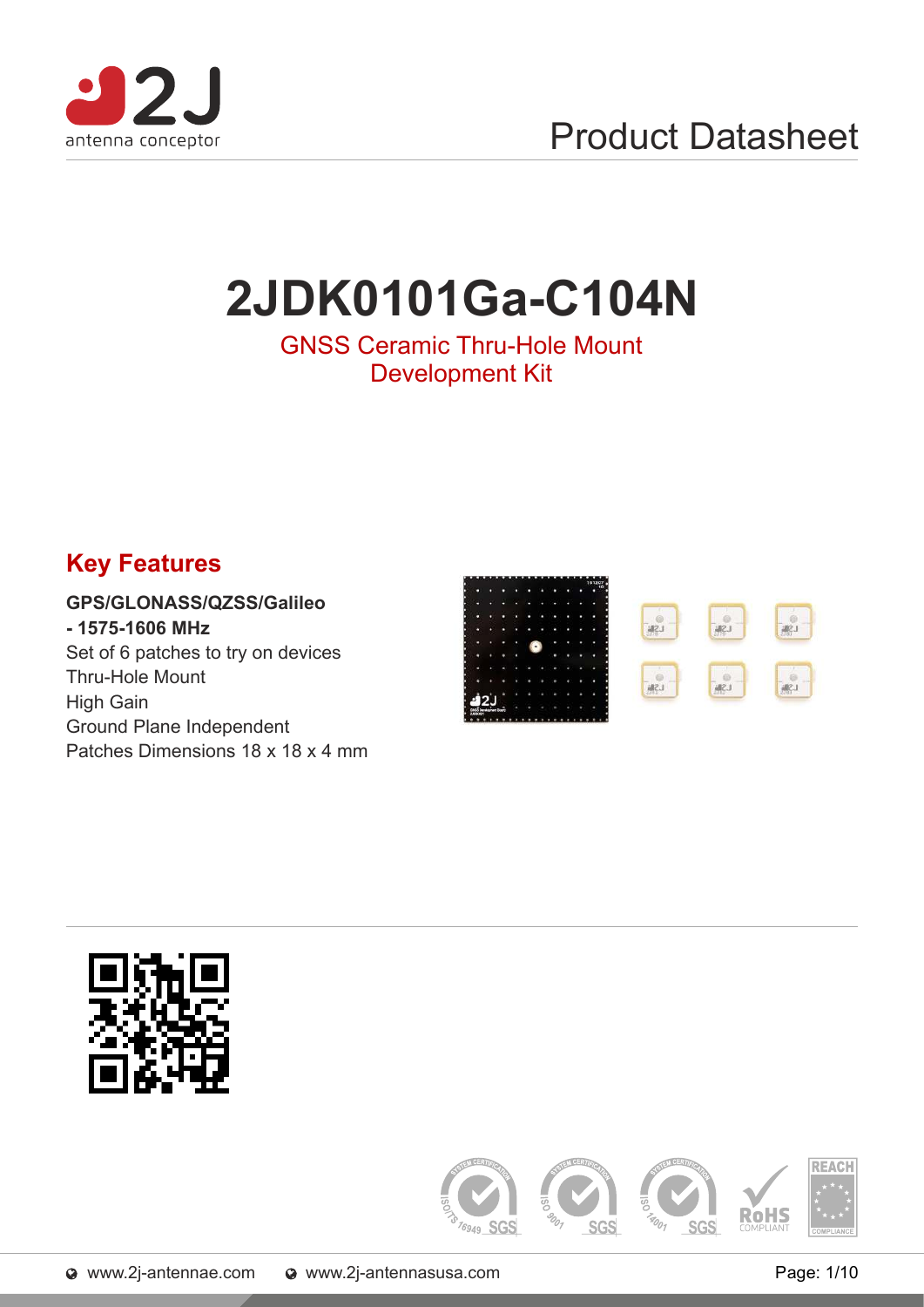Product Datasheet

# 2JDK0101Ga-C104N

GNSS Ceramic Thru-Hole Mount
Development Kit

## Key Features

**GPS/GLONASS/QZSS/Galileo**
**- 1575-1606 MHz**
Set of 6 patches to try on devices
Thru-Hole Mount
High Gain
Ground Plane Independent
Patches Dimensions 18 x 18 x 4 mm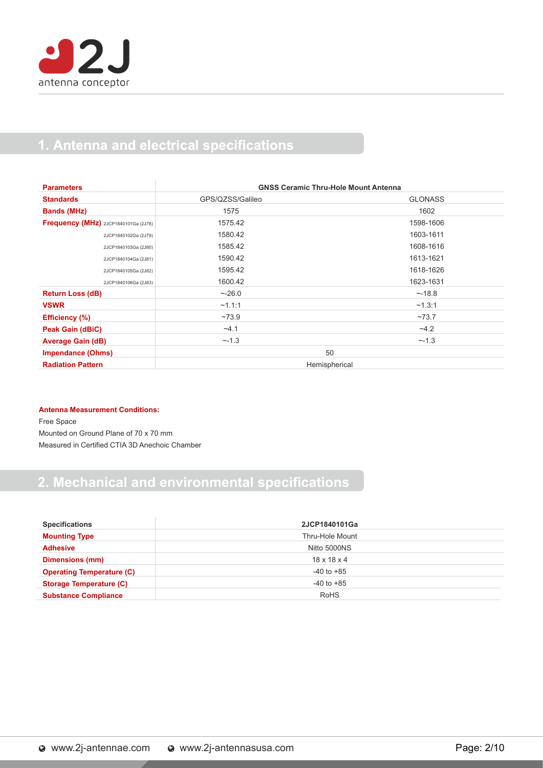## 1. Antenna and electrical specifications

| Parameters | GNSS Ceramic Thru-Hole Mount Antenna | |
|---|---|---|
| Standards | GPS/QZSS/Galileo | GLONASS |
| Bands (MHz) | 1575 | 1602 |
| Frequency (MHz) 2JCP1840101Ga (2J78) | 1575.42 | 1598-1606 |
| 2JCP1840102Ga (2J79) | 1580.42 | 1603-1611 |
| 2JCP1840103Ga (2J80) | 1585.42 | 1608-1616 |
| 2JCP1840104Ga (2J81) | 1590.42 | 1613-1621 |
| 2JCP1840105Ga (2J82) | 1595.42 | 1618-1626 |
| 2JCP1840106Ga (2J83) | 1600.42 | 1623-1631 |
| Return Loss (dB) | ~-26.0 | ~-18.8 |
| VSWR | ~1.1:1 | ~1.3:1 |
| Efficiency (%) | ~73.9 | ~73.7 |
| Peak Gain (dBiC) | ~4.1 | ~4.2 |
| Average Gain (dB) | ~-1.3 | ~-1.3 |
| Impendance (Ohms) | 50 | |
| Radiation Pattern | Hemispherical | |

**Antenna Measurement Conditions:**

Free Space

Mounted on Ground Plane of 70 x 70 mm

Measured in Certified CTIA 3D Anechoic Chamber

## 2. Mechanical and environmental specifications

| Specifications | 2JCP1840101Ga |
|---|---|
| Mounting Type | Thru-Hole Mount |
| Adhesive | Nitto 5000NS |
| Dimensions (mm) | 18 x 18 x 4 |
| Operating Temperature (C) | -40 to +85 |
| Storage Temperature (C) | -40 to +85 |
| Substance Compliance | RoHS |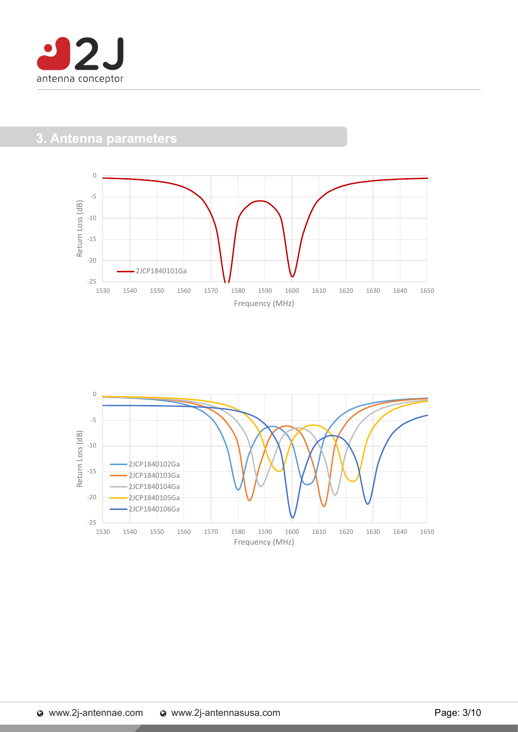## 3. Antenna parameters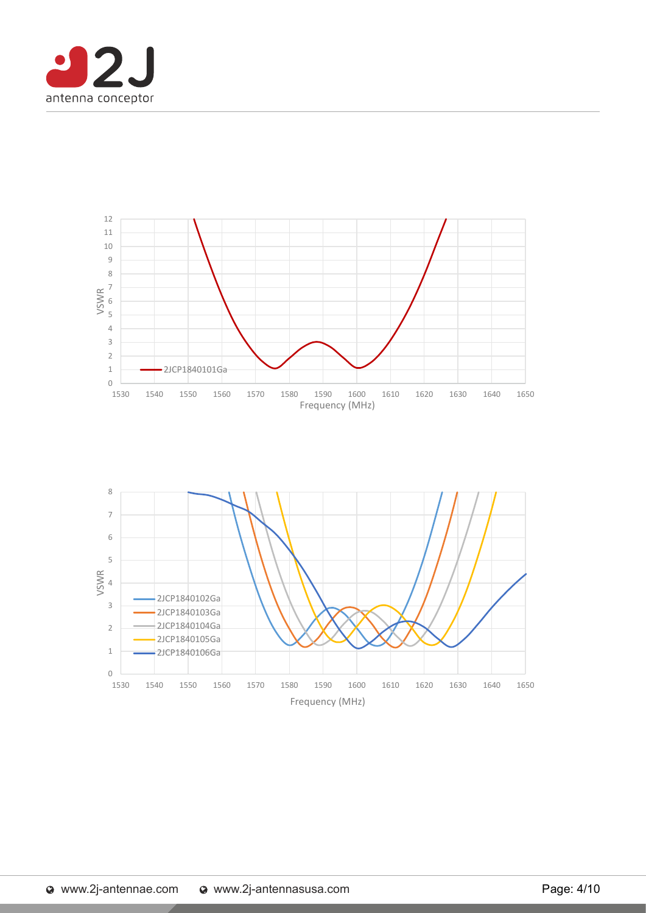VSWR

2JCP1840101Ga

Frequency (MHz)

VSWR

2JCP1840102Ga
2JCP1840103Ga
2JCP1840104Ga
2JCP1840105Ga
2JCP1840106Ga

Frequency (MHz)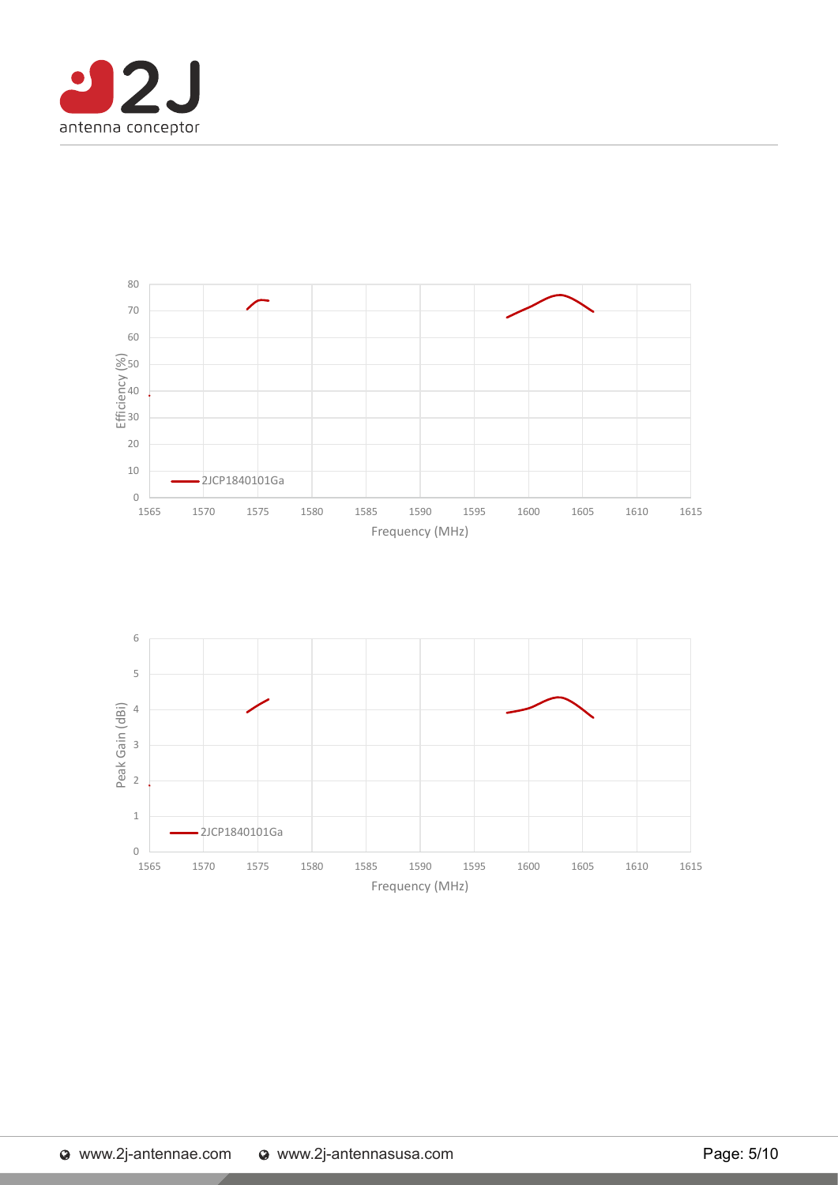80
70
60
50
40
30
20
10
0

Efficiency (%)

2JCP1840101Ga

1565 1570 1575 1580 1585 1590 1595 1600 1605 1610 1615

Frequency (MHz)

6
5
4
3
2
1
0

Peak Gain (dBi)

2JCP1840101Ga

1565 1570 1575 1580 1585 1590 1595 1600 1605 1610 1615

Frequency (MHz)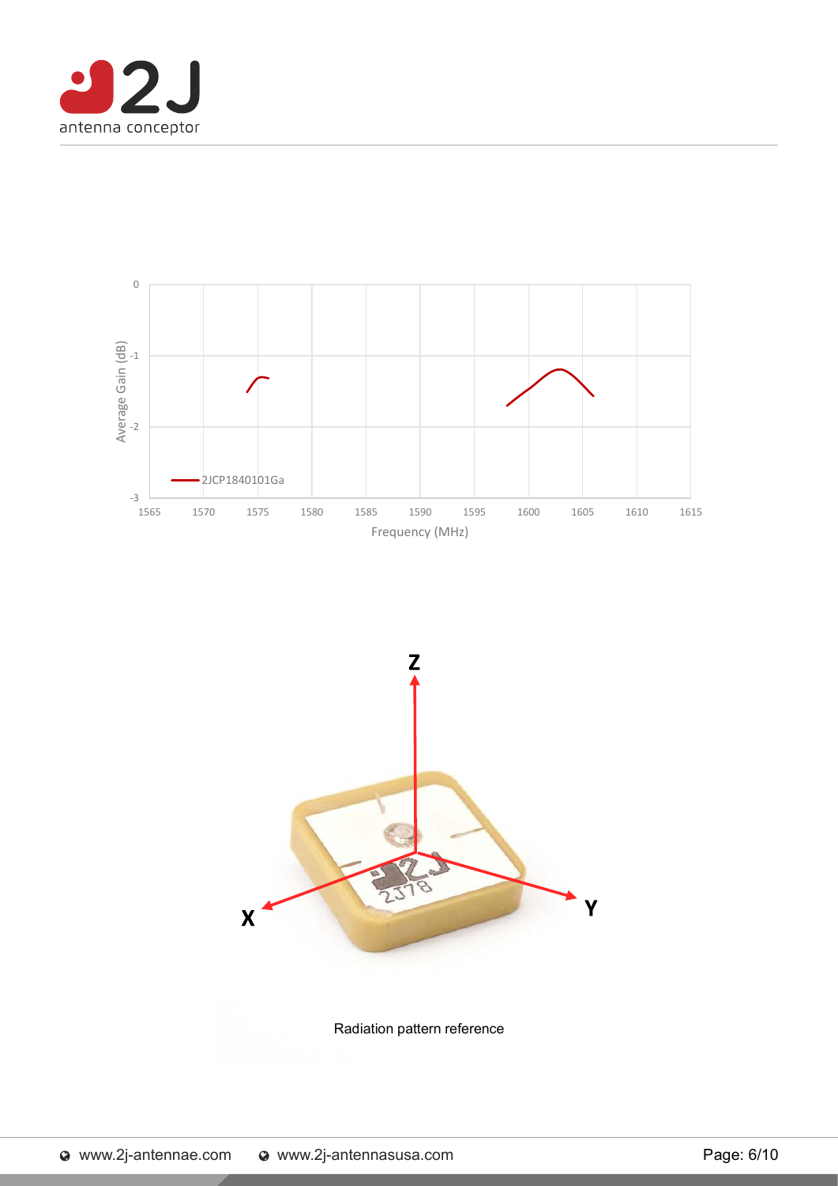Average Gain (dB)

0
-1
-2
-3

1565 1570 1575 1580 1585 1590 1595 1600 1605 1610 1615

Frequency (MHz)

2JCP1840101Ga

Z

X

Y

Radiation pattern reference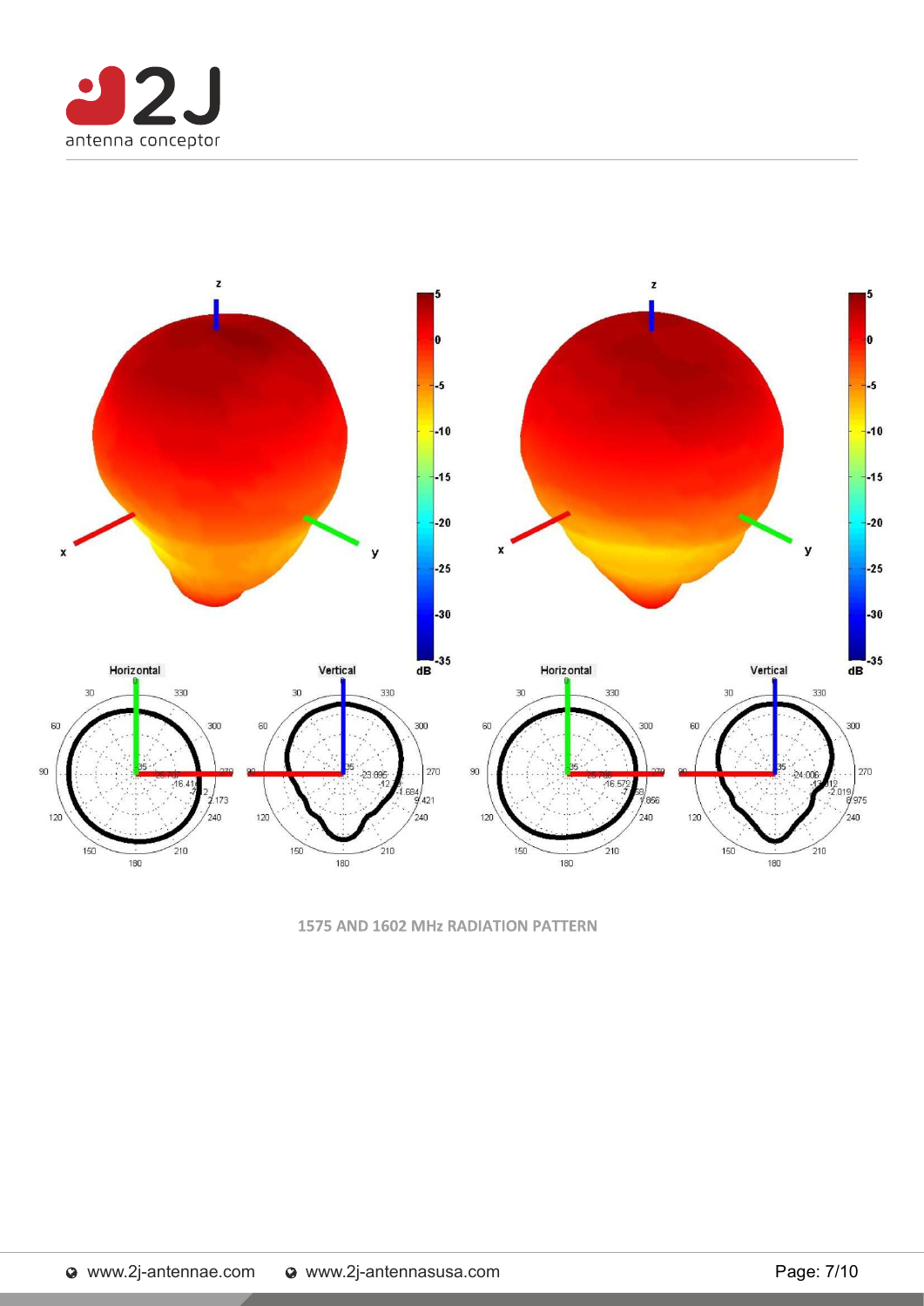1575 AND 1602 MHz RADIATION PATTERN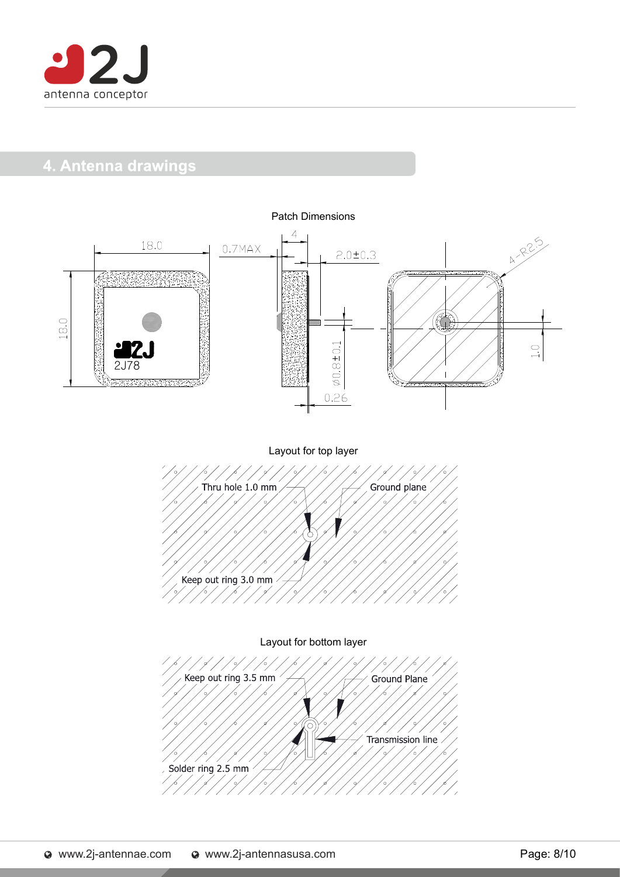## 4. Antenna drawings

Patch Dimensions

18.0

18.0

2J78

0.7MAX

4

2.0±0.3

Ø0.8±0.1

0.26

4-R2.5

1.0

Layout for top layer

Thru hole 1.0 mm

Ground plane

Keep out ring 3.0 mm

Layout for bottom layer

Keep out ring 3.5 mm

Ground Plane

Transmission line

Solder ring 2.5 mm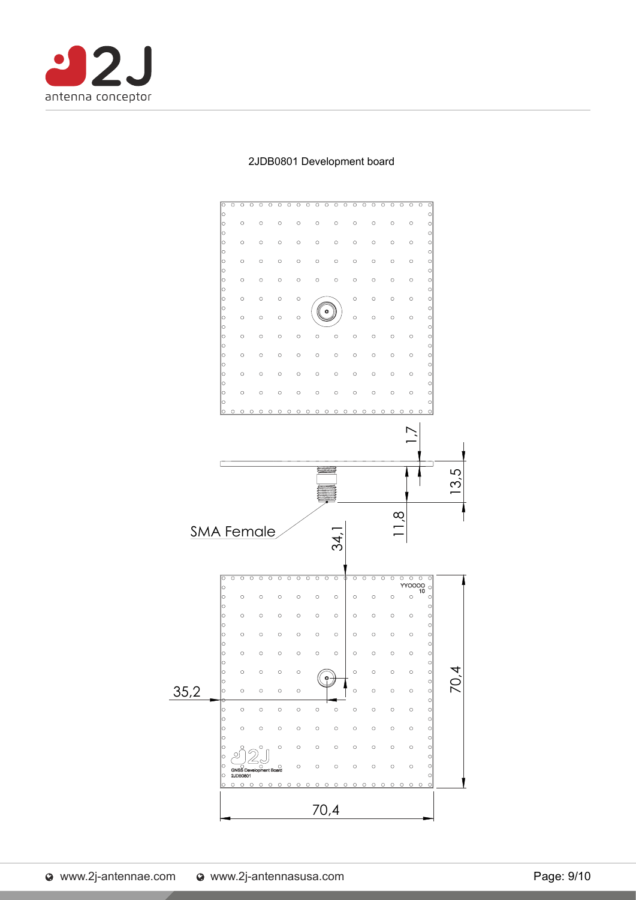2JDB0801 Development board

SMA Female

1,7

13,5

11,8

34,1

35,2

70,4

70,4

YYOOOO
10

GNSS Development Board
2JDB0801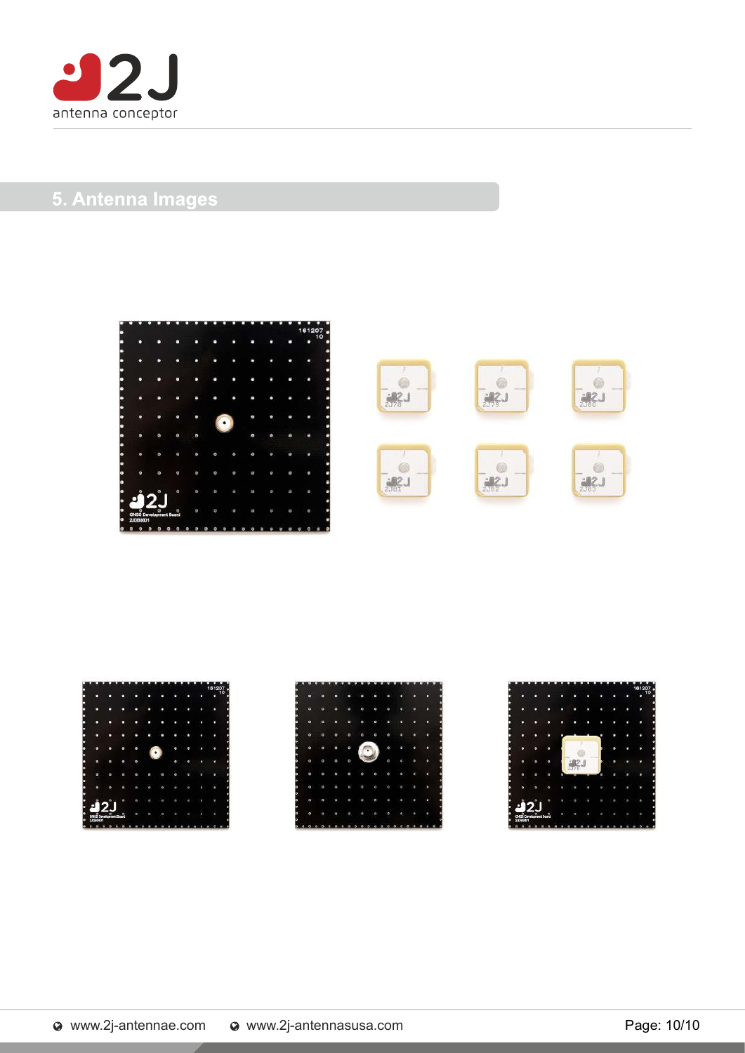## 5. Antenna Images